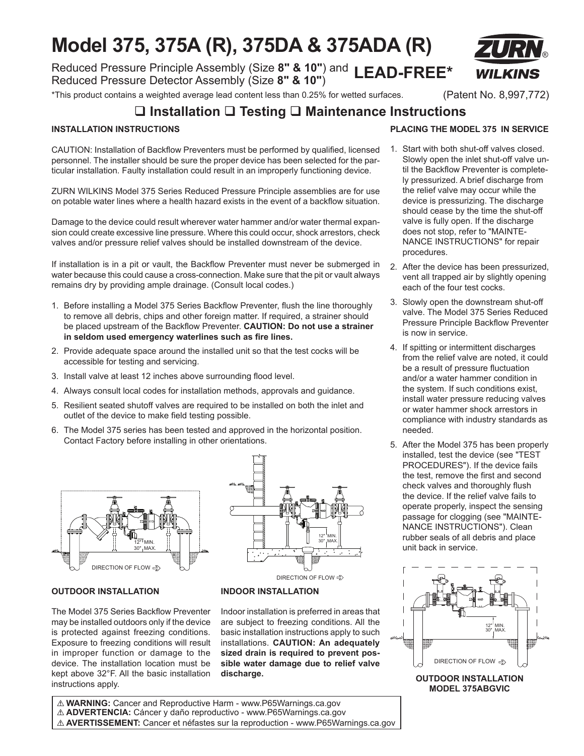# Model 375, 375A (R), 375DA & 375ADA (R)

Reduced Pressure Principle Assembly (Size **8" & 10"**) and
Reduced Pressure Detector Assembly (Size **8" & 10"**)

**LEAD-FREE***

ZURN® WILKINS

*This product contains a weighted average lead content less than 0.25% for wetted surfaces.

(Patent No. 8,997,772)

## ❑ Installation ❑ Testing ❑ Maintenance Instructions

### INSTALLATION INSTRUCTIONS

CAUTION: Installation of Backflow Preventers must be performed by qualified, licensed personnel. The installer should be sure the proper device has been selected for the particular installation. Faulty installation could result in an improperly functioning device.

ZURN WILKINS Model 375 Series Reduced Pressure Principle assemblies are for use on potable water lines where a health hazard exists in the event of a backflow situation.

Damage to the device could result wherever water hammer and/or water thermal expansion could create excessive line pressure. Where this could occur, shock arrestors, check valves and/or pressure relief valves should be installed downstream of the device.

If installation is in a pit or vault, the Backflow Preventer must never be submerged in water because this could cause a cross-connection. Make sure that the pit or vault always remains dry by providing ample drainage. (Consult local codes.)

1. Before installing a Model 375 Series Backflow Preventer, flush the line thoroughly to remove all debris, chips and other foreign matter. If required, a strainer should be placed upstream of the Backflow Preventer. **CAUTION: Do not use a strainer in seldom used emergency waterlines such as fire lines.**
2. Provide adequate space around the installed unit so that the test cocks will be accessible for testing and servicing.
3. Install valve at least 12 inches above surrounding flood level.
4. Always consult local codes for installation methods, approvals and guidance.
5. Resilient seated shutoff valves are required to be installed on both the inlet and outlet of the device to make field testing possible.
6. The Model 375 series has been tested and approved in the horizontal position. Contact Factory before installing in other orientations.

12" MIN. 30" MAX.

DIRECTION OF FLOW ⇨

12" MIN. 30" MAX.

DIRECTION OF FLOW ⇨

### OUTDOOR INSTALLATION

The Model 375 Series Backflow Preventer may be installed outdoors only if the device is protected against freezing conditions. Exposure to freezing conditions will result in improper function or damage to the device. The installation location must be kept above 32°F. All the basic installation instructions apply.

### INDOOR INSTALLATION

Indoor installation is preferred in areas that are subject to freezing conditions. All the basic installation instructions apply to such installations. **CAUTION: An adequately sized drain is required to prevent possible water damage due to relief valve discharge.**

### PLACING THE MODEL 375 IN SERVICE

1. Start with both shut-off valves closed. Slowly open the inlet shut-off valve until the Backflow Preventer is completely pressurized. A brief discharge from the relief valve may occur while the device is pressurizing. The discharge should cease by the time the shut-off valve is fully open. If the discharge does not stop, refer to "MAINTENANCE INSTRUCTIONS" for repair procedures.
2. After the device has been pressurized, vent all trapped air by slightly opening each of the four test cocks.
3. Slowly open the downstream shut-off valve. The Model 375 Series Reduced Pressure Principle Backflow Preventer is now in service.
4. If spitting or intermittent discharges from the relief valve are noted, it could be a result of pressure fluctuation and/or a water hammer condition in the system. If such conditions exist, install water pressure reducing valves or water hammer shock arrestors in compliance with industry standards as needed.
5. After the Model 375 has been properly installed, test the device (see "TEST PROCEDURES"). If the device fails the test, remove the first and second check valves and thoroughly flush the device. If the relief valve fails to operate properly, inspect the sensing passage for clogging (see "MAINTENANCE INSTRUCTIONS"). Clean rubber seals of all debris and place unit back in service.

12" MIN. 30" MAX.

DIRECTION OF FLOW ⇨

**OUTDOOR INSTALLATION MODEL 375ABGVIC**

⚠ **WARNING:** Cancer and Reproductive Harm - www.P65Warnings.ca.gov
⚠ **ADVERTENCIA:** Cáncer y daño reproductivo - www.P65Warnings.ca.gov
⚠ **AVERTISSEMENT:** Cancer et néfastes sur la reproduction - www.P65Warnings.ca.gov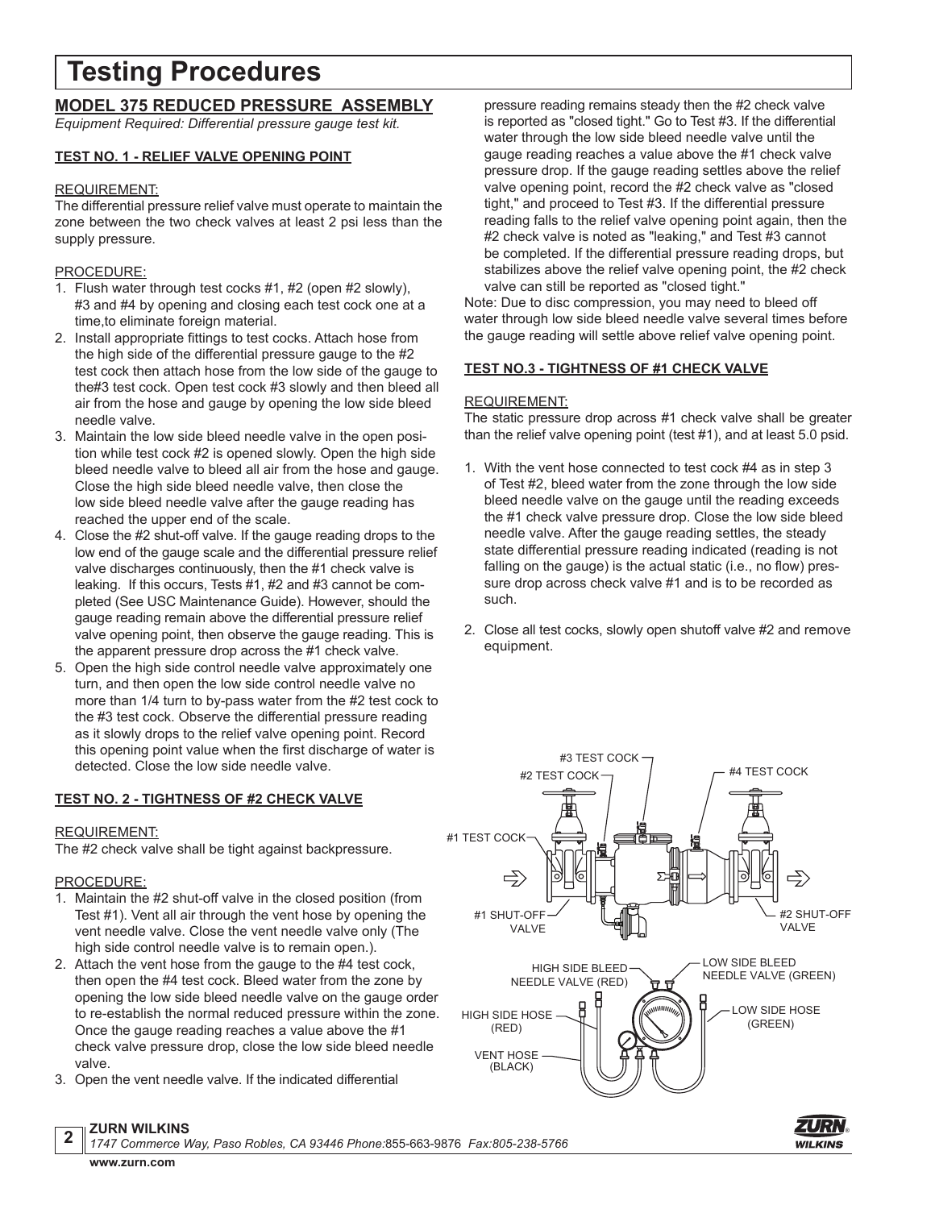# Testing Procedures

## MODEL 375 REDUCED PRESSURE ASSEMBLY

*Equipment Required: Differential pressure gauge test kit.*

### TEST NO. 1 - RELIEF VALVE OPENING POINT

REQUIREMENT:

The differential pressure relief valve must operate to maintain the zone between the two check valves at least 2 psi less than the supply pressure.

PROCEDURE:

1. Flush water through test cocks #1, #2 (open #2 slowly), #3 and #4 by opening and closing each test cock one at a time,to eliminate foreign material.
2. Install appropriate fittings to test cocks. Attach hose from the high side of the differential pressure gauge to the #2 test cock then attach hose from the low side of the gauge to the#3 test cock. Open test cock #3 slowly and then bleed all air from the hose and gauge by opening the low side bleed needle valve.
3. Maintain the low side bleed needle valve in the open position while test cock #2 is opened slowly. Open the high side bleed needle valve to bleed all air from the hose and gauge. Close the high side bleed needle valve, then close the low side bleed needle valve after the gauge reading has reached the upper end of the scale.
4. Close the #2 shut-off valve. If the gauge reading drops to the low end of the gauge scale and the differential pressure relief valve discharges continuously, then the #1 check valve is leaking. If this occurs, Tests #1, #2 and #3 cannot be completed (See USC Maintenance Guide). However, should the gauge reading remain above the differential pressure relief valve opening point, then observe the gauge reading. This is the apparent pressure drop across the #1 check valve.
5. Open the high side control needle valve approximately one turn, and then open the low side control needle valve no more than 1/4 turn to by-pass water from the #2 test cock to the #3 test cock. Observe the differential pressure reading as it slowly drops to the relief valve opening point. Record this opening point value when the first discharge of water is detected. Close the low side needle valve.

### TEST NO. 2 - TIGHTNESS OF #2 CHECK VALVE

REQUIREMENT:

The #2 check valve shall be tight against backpressure.

PROCEDURE:

1. Maintain the #2 shut-off valve in the closed position (from Test #1). Vent all air through the vent hose by opening the vent needle valve. Close the vent needle valve only (The high side control needle valve is to remain open.).
2. Attach the vent hose from the gauge to the #4 test cock, then open the #4 test cock. Bleed water from the zone by opening the low side bleed needle valve on the gauge order to re-establish the normal reduced pressure within the zone. Once the gauge reading reaches a value above the #1 check valve pressure drop, close the low side bleed needle valve.
3. Open the vent needle valve. If the indicated differential pressure reading remains steady then the #2 check valve is reported as "closed tight." Go to Test #3. If the differential water through the low side bleed needle valve until the gauge reading reaches a value above the #1 check valve pressure drop. If the gauge reading settles above the relief valve opening point, record the #2 check valve as "closed tight," and proceed to Test #3. If the differential pressure reading falls to the relief valve opening point again, then the #2 check valve is noted as "leaking," and Test #3 cannot be completed. If the differential pressure reading drops, but stabilizes above the relief valve opening point, the #2 check valve can still be reported as "closed tight."

Note: Due to disc compression, you may need to bleed off water through low side bleed needle valve several times before the gauge reading will settle above relief valve opening point.

### TEST NO.3 - TIGHTNESS OF #1 CHECK VALVE

REQUIREMENT:

The static pressure drop across #1 check valve shall be greater than the relief valve opening point (test #1), and at least 5.0 psid.

1. With the vent hose connected to test cock #4 as in step 3 of Test #2, bleed water from the zone through the low side bleed needle valve on the gauge until the reading exceeds the #1 check valve pressure drop. Close the low side bleed needle valve. After the gauge reading settles, the steady state differential pressure reading indicated (reading is not falling on the gauge) is the actual static (i.e., no flow) pressure drop across check valve #1 and is to be recorded as such.
2. Close all test cocks, slowly open shutoff valve #2 and remove equipment.

#3 TEST COCK
#2 TEST COCK
#4 TEST COCK
#1 TEST COCK
#1 SHUT-OFF VALVE
#2 SHUT-OFF VALVE
HIGH SIDE BLEED NEEDLE VALVE (RED)
LOW SIDE BLEED NEEDLE VALVE (GREEN)
HIGH SIDE HOSE (RED)
LOW SIDE HOSE (GREEN)
VENT HOSE (BLACK)

**ZURN WILKINS**
*1747 Commerce Way, Paso Robles, CA 93446 Phone:855-663-9876 Fax:805-238-5766*
**www.zurn.com**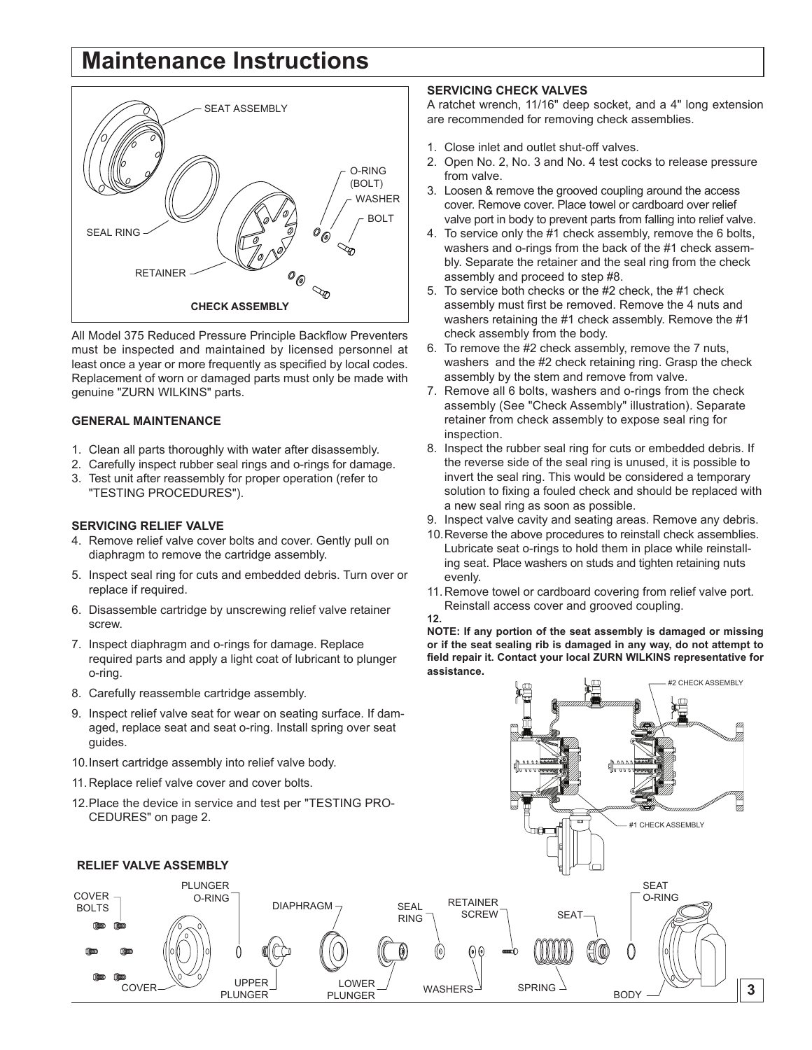# Maintenance Instructions

CHECK ASSEMBLY

All Model 375 Reduced Pressure Principle Backflow Preventers must be inspected and maintained by licensed personnel at least once a year or more frequently as specified by local codes. Replacement of worn or damaged parts must only be made with genuine "ZURN WILKINS" parts.

### GENERAL MAINTENANCE

1. Clean all parts thoroughly with water after disassembly.
2. Carefully inspect rubber seal rings and o-rings for damage.
3. Test unit after reassembly for proper operation (refer to "TESTING PROCEDURES").

### SERVICING RELIEF VALVE

4. Remove relief valve cover bolts and cover. Gently pull on diaphragm to remove the cartridge assembly.
5. Inspect seal ring for cuts and embedded debris. Turn over or replace if required.
6. Disassemble cartridge by unscrewing relief valve retainer screw.
7. Inspect diaphragm and o-rings for damage. Replace required parts and apply a light coat of lubricant to plunger o-ring.
8. Carefully reassemble cartridge assembly.
9. Inspect relief valve seat for wear on seating surface. If damaged, replace seat and seat o-ring. Install spring over seat guides.
10. Insert cartridge assembly into relief valve body.
11. Replace relief valve cover and cover bolts.
12. Place the device in service and test per "TESTING PROCEDURES" on page 2.

### SERVICING CHECK VALVES

A ratchet wrench, 11/16" deep socket, and a 4" long extension are recommended for removing check assemblies.

1. Close inlet and outlet shut-off valves.
2. Open No. 2, No. 3 and No. 4 test cocks to release pressure from valve.
3. Loosen & remove the grooved coupling around the access cover. Remove cover. Place towel or cardboard over relief valve port in body to prevent parts from falling into relief valve.
4. To service only the #1 check assembly, remove the 6 bolts, washers and o-rings from the back of the #1 check assembly. Separate the retainer and the seal ring from the check assembly and proceed to step #8.
5. To service both checks or the #2 check, the #1 check assembly must first be removed. Remove the 4 nuts and washers retaining the #1 check assembly. Remove the #1 check assembly from the body.
6. To remove the #2 check assembly, remove the 7 nuts, washers and the #2 check retaining ring. Grasp the check assembly by the stem and remove from valve.
7. Remove all 6 bolts, washers and o-rings from the check assembly (See "Check Assembly" illustration). Separate retainer from check assembly to expose seal ring for inspection.
8. Inspect the rubber seal ring for cuts or embedded debris. If the reverse side of the seal ring is unused, it is possible to invert the seal ring. This would be considered a temporary solution to fixing a fouled check and should be replaced with a new seal ring as soon as possible.
9. Inspect valve cavity and seating areas. Remove any debris.
10. Reverse the above procedures to reinstall check assemblies. Lubricate seat o-rings to hold them in place while reinstalling seat. Place washers on studs and tighten retaining nuts evenly.
11. Remove towel or cardboard covering from relief valve port. Reinstall access cover and grooved coupling.
12.

**NOTE: If any portion of the seat assembly is damaged or missing or if the seat sealing rib is damaged in any way, do not attempt to field repair it. Contact your local ZURN WILKINS representative for assistance.**

RELIEF VALVE ASSEMBLY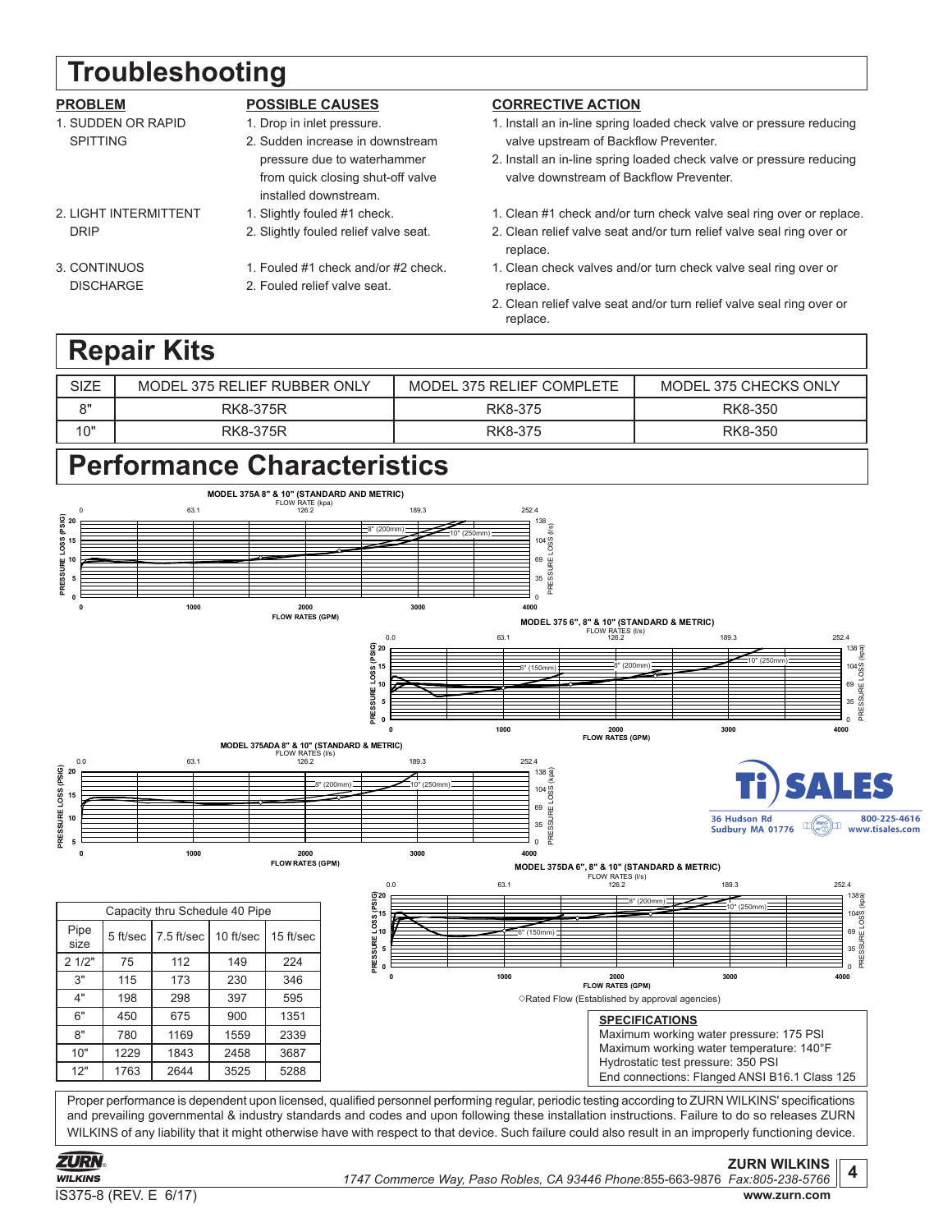# Troubleshooting

| PROBLEM | POSSIBLE CAUSES | CORRECTIVE ACTION |
|---|---|---|
| 1. SUDDEN OR RAPID SPITTING | 1. Drop in inlet pressure. | 1. Install an in-line spring loaded check valve or pressure reducing valve upstream of Backflow Preventer. |
| | 2. Sudden increase in downstream pressure due to waterhammer from quick closing shut-off valve installed downstream. | 2. Install an in-line spring loaded check valve or pressure reducing valve downstream of Backflow Preventer. |
| 2. LIGHT INTERMITTENT DRIP | 1. Slightly fouled #1 check. | 1. Clean #1 check and/or turn check valve seal ring over or replace. |
| | 2. Slightly fouled relief valve seat. | 2. Clean relief valve seat and/or turn relief valve seal ring over or replace. |
| 3. CONTINUOS DISCHARGE | 1. Fouled #1 check and/or #2 check. | 1. Clean check valves and/or turn check valve seal ring over or replace. |
| | 2. Fouled relief valve seat. | 2. Clean relief valve seat and/or turn relief valve seal ring over or replace. |

# Repair Kits

| SIZE | MODEL 375 RELIEF RUBBER ONLY | MODEL 375 RELIEF COMPLETE | MODEL 375 CHECKS ONLY |
|---|---|---|---|
| 8" | RK8-375R | RK8-375 | RK8-350 |
| 10" | RK8-375R | RK8-375 | RK8-350 |

# Performance Characteristics

MODEL 375A 8" & 10" (STANDARD AND METRIC)
FLOW RATE (kpa)
0 63.1 126.2 189.3 252.4
PRESSURE LOSS (PSIG)
PRESSURE LOSS (l/s)
8" (200mm)
10" (250mm)
FLOW RATES (GPM)
0 1000 2000 3000 4000

MODEL 375 6", 8" & 10" (STANDARD & METRIC)
FLOW RATES (l/s)
0.0 63.1 126.2 189.3 252.4
PRESSURE LOSS (PSIG)
PRESSURE LOSS (kpa)
6" (150mm)
8" (200mm)
10" (250mm)
FLOW RATES (GPM)
0 1000 2000 3000 4000

MODEL 375ADA 8" & 10" (STANDARD & METRIC)
FLOW RATES (l/s)
0.0 63.1 126.2 189.3 252.4
PRESSURE LOSS (PSIG)
PRESSURE LOSS (kpa)
8" (200mm)
10" (250mm)
FLOW RATES (GPM)
0 1000 2000 3000 4000

Ti SALES
36 Hudson Rd
Sudbury MA 01776
800-225-4616
www.tisales.com

MODEL 375DA 6", 8" & 10" (STANDARD & METRIC)
FLOW RATES (l/s)
0.0 63.1 126.2 189.3 252.4
PRESSURE LOSS (PSIG)
PRESSURE LOSS (kpa)
6" (150mm)
8" (200mm)
10" (250mm)
FLOW RATES (GPM)
0 1000 2000 3000 4000

◇Rated Flow (Established by approval agencies)

| Capacity thru Schedule 40 Pipe | | | | |
|---|---|---|---|---|
| Pipe size | 5 ft/sec | 7.5 ft/sec | 10 ft/sec | 15 ft/sec |
| 2 1/2" | 75 | 112 | 149 | 224 |
| 3" | 115 | 173 | 230 | 346 |
| 4" | 198 | 298 | 397 | 595 |
| 6" | 450 | 675 | 900 | 1351 |
| 8" | 780 | 1169 | 1559 | 2339 |
| 10" | 1229 | 1843 | 2458 | 3687 |
| 12" | 1763 | 2644 | 3525 | 5288 |

**SPECIFICATIONS**

Maximum working water pressure: 175 PSI
Maximum working water temperature: 140°F
Hydrostatic test pressure: 350 PSI
End connections: Flanged ANSI B16.1 Class 125

Proper performance is dependent upon licensed, qualified personnel performing regular, periodic testing according to ZURN WILKINS' specifications and prevailing governmental & industry standards and codes and upon following these installation instructions. Failure to do so releases ZURN WILKINS of any liability that it might otherwise have with respect to that device. Such failure could also result in an improperly functioning device.

ZURN WILKINS
1747 Commerce Way, Paso Robles, CA 93446 Phone:855-663-9876 Fax:805-238-5766
www.zurn.com

IS375-8 (REV. E 6/17)